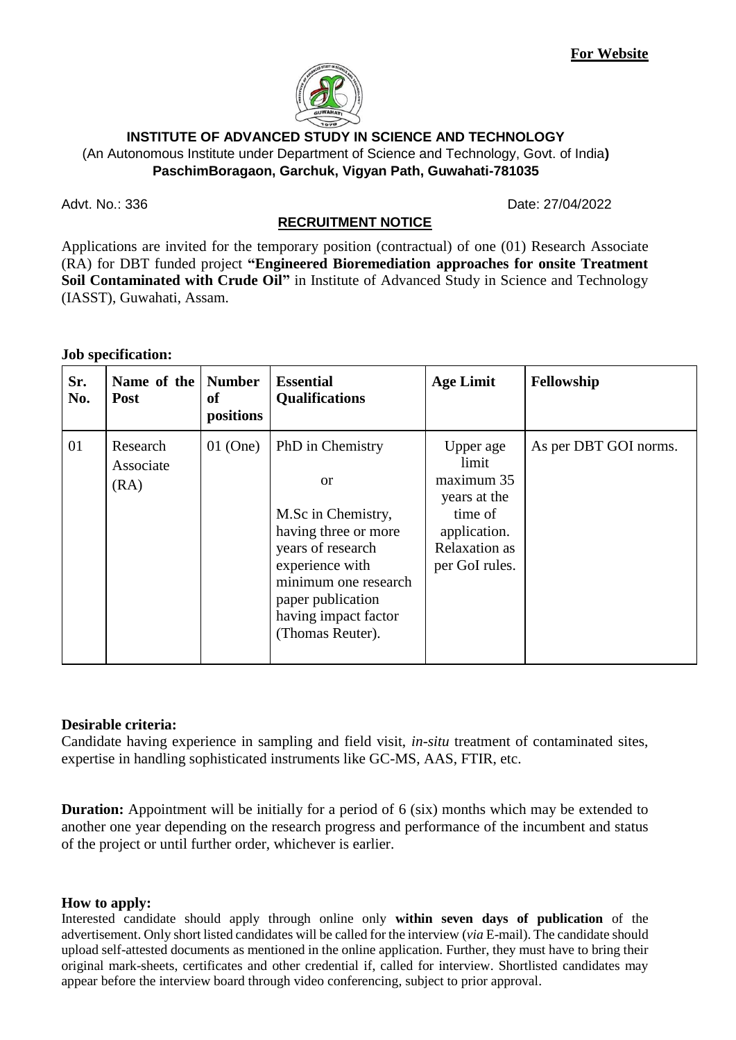**For Website**

# INSTITUTE OF ADVANCED STUDY IN SCIENCE AND TECHNOLOGY

(An Autonomous Institute under Department of Science and Technology, Govt. of India**)**

**PaschimBoragaon, Garchuk, Vigyan Path, Guwahati-781035**

Advt. No.: 336 Date: 27/04/2022

## RECRUITMENT NOTICE

Applications are invited for the temporary position (contractual) of one (01) Research Associate (RA) for DBT funded project **"Engineered Bioremediation approaches for onsite Treatment Soil Contaminated with Crude Oil"** in Institute of Advanced Study in Science and Technology (IASST), Guwahati, Assam.

**Job specification:**

| Sr. No. | Name of the Post | Number of positions | Essential Qualifications | Age Limit | Fellowship |
|---|---|---|---|---|---|
| 01 | Research Associate (RA) | 01 (One) | PhD in Chemistry<br>or<br>M.Sc in Chemistry, having three or more years of research experience with minimum one research paper publication having impact factor (Thomas Reuter). | Upper age limit maximum 35 years at the time of application. Relaxation as per GoI rules. | As per DBT GOI norms. |

**Desirable criteria:**

Candidate having experience in sampling and field visit, *in-situ* treatment of contaminated sites, expertise in handling sophisticated instruments like GC-MS, AAS, FTIR, etc.

**Duration:** Appointment will be initially for a period of 6 (six) months which may be extended to another one year depending on the research progress and performance of the incumbent and status of the project or until further order, whichever is earlier.

**How to apply:**

Interested candidate should apply through online only **within seven days of publication** of the advertisement. Only short listed candidates will be called for the interview (*via* E-mail). The candidate should upload self-attested documents as mentioned in the online application. Further, they must have to bring their original mark-sheets, certificates and other credential if, called for interview. Shortlisted candidates may appear before the interview board through video conferencing, subject to prior approval.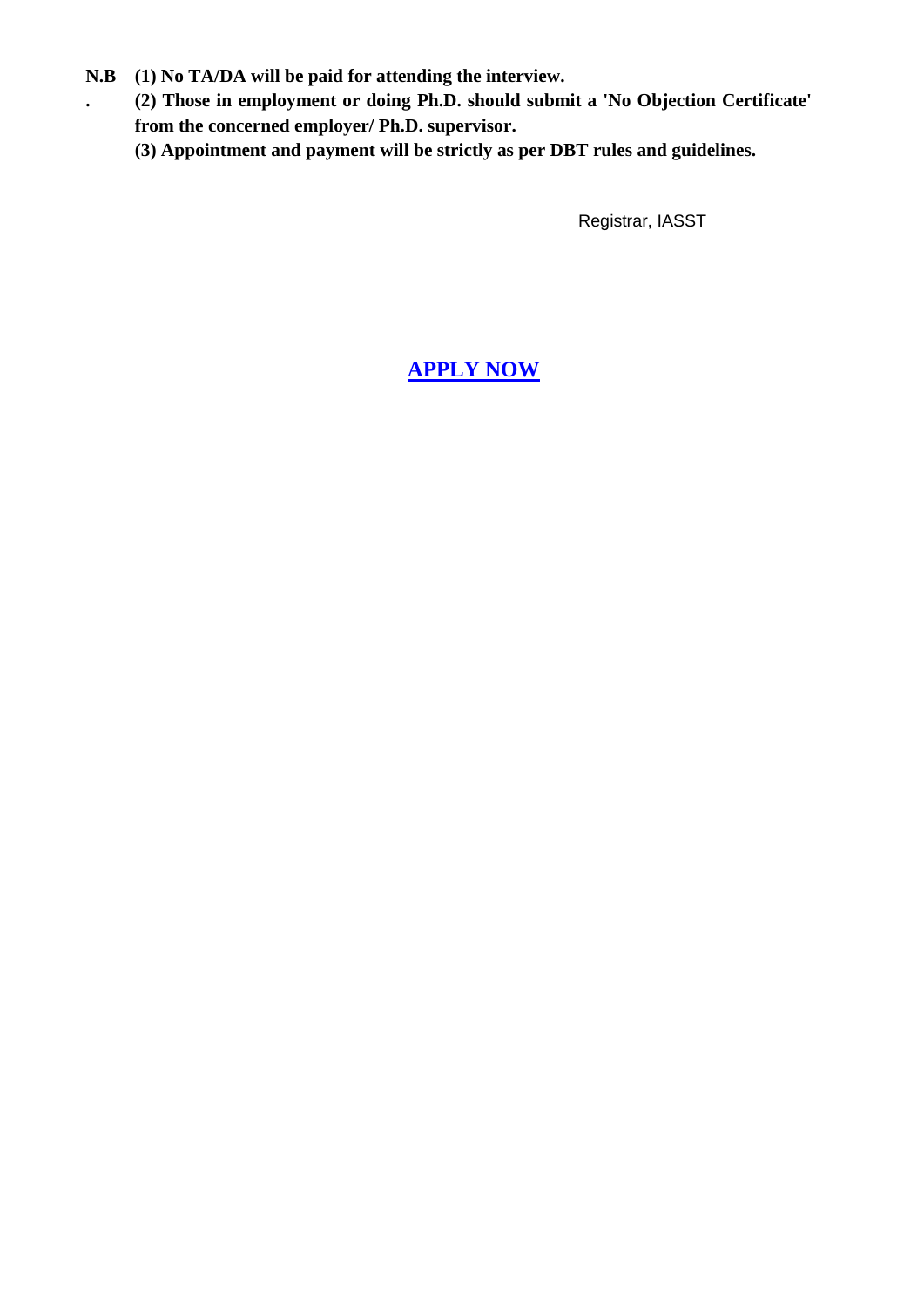**N.B. (1) No TA/DA will be paid for attending the interview.**

**(2) Those in employment or doing Ph.D. should submit a 'No Objection Certificate' from the concerned employer/ Ph.D. supervisor.**

**(3) Appointment and payment will be strictly as per DBT rules and guidelines.**

Registrar, IASST

**APPLY NOW**